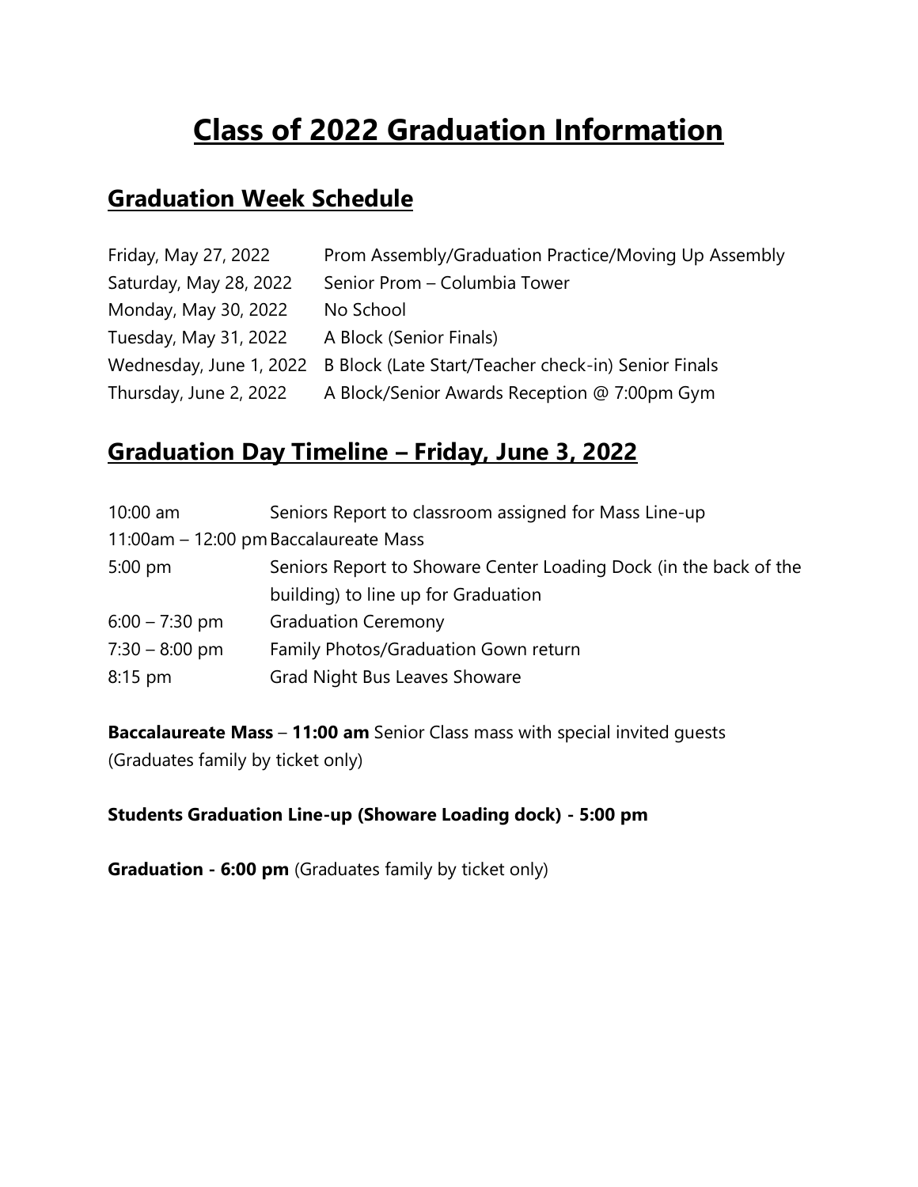# Class of 2022 Graduation Information

## Graduation Week Schedule

| | |
|---|---|
| Friday, May 27, 2022 | Prom Assembly/Graduation Practice/Moving Up Assembly |
| Saturday, May 28, 2022 | Senior Prom – Columbia Tower |
| Monday, May 30, 2022 | No School |
| Tuesday, May 31, 2022 | A Block (Senior Finals) |
| Wednesday, June 1, 2022 | B Block (Late Start/Teacher check-in) Senior Finals |
| Thursday, June 2, 2022 | A Block/Senior Awards Reception @ 7:00pm Gym |

## Graduation Day Timeline – Friday, June 3, 2022

| | |
|---|---|
| 10:00 am | Seniors Report to classroom assigned for Mass Line-up |
| 11:00am – 12:00 pm | Baccalaureate Mass |
| 5:00 pm | Seniors Report to Showare Center Loading Dock (in the back of the building) to line up for Graduation |
| 6:00 – 7:30 pm | Graduation Ceremony |
| 7:30 – 8:00 pm | Family Photos/Graduation Gown return |
| 8:15 pm | Grad Night Bus Leaves Showare |

**Baccalaureate Mass** – **11:00 am** Senior Class mass with special invited guests (Graduates family by ticket only)

**Students Graduation Line-up (Showare Loading dock) - 5:00 pm**

**Graduation - 6:00 pm** (Graduates family by ticket only)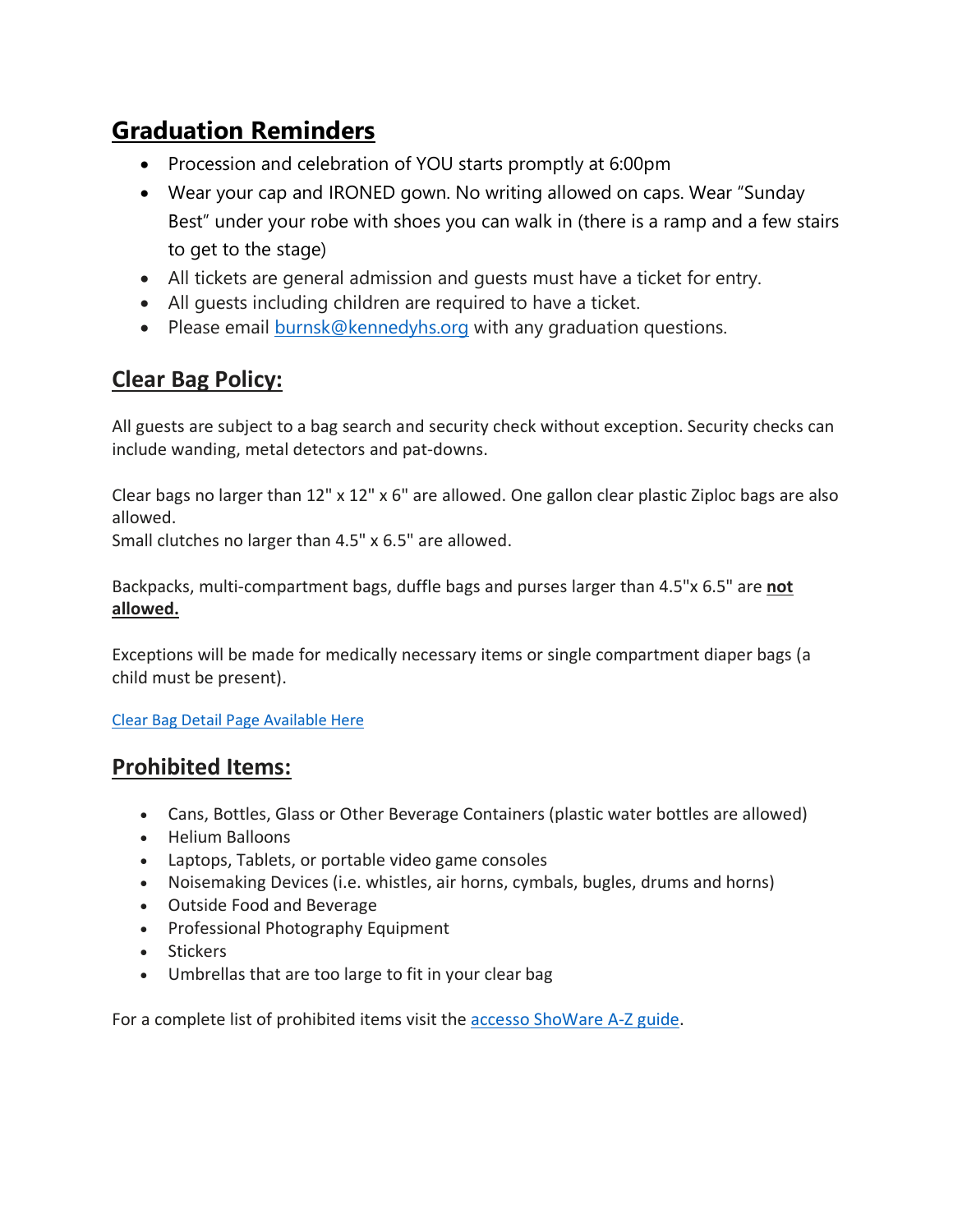## Graduation Reminders

- Procession and celebration of YOU starts promptly at 6:00pm
- Wear your cap and IRONED gown. No writing allowed on caps. Wear "Sunday Best" under your robe with shoes you can walk in (there is a ramp and a few stairs to get to the stage)
- All tickets are general admission and guests must have a ticket for entry.
- All guests including children are required to have a ticket.
- Please email [burnsk@kennedyhs.org](mailto:burnsk@kennedyhs.org) with any graduation questions.

## Clear Bag Policy:

All guests are subject to a bag search and security check without exception. Security checks can include wanding, metal detectors and pat-downs.

Clear bags no larger than 12" x 12" x 6" are allowed. One gallon clear plastic Ziploc bags are also allowed.
Small clutches no larger than 4.5" x 6.5" are allowed.

Backpacks, multi-compartment bags, duffle bags and purses larger than 4.5"x 6.5" are **not allowed.**

Exceptions will be made for medically necessary items or single compartment diaper bags (a child must be present).

Clear Bag Detail Page Available Here

## Prohibited Items:

- Cans, Bottles, Glass or Other Beverage Containers (plastic water bottles are allowed)
- Helium Balloons
- Laptops, Tablets, or portable video game consoles
- Noisemaking Devices (i.e. whistles, air horns, cymbals, bugles, drums and horns)
- Outside Food and Beverage
- Professional Photography Equipment
- Stickers
- Umbrellas that are too large to fit in your clear bag

For a complete list of prohibited items visit the accesso ShoWare A-Z guide.